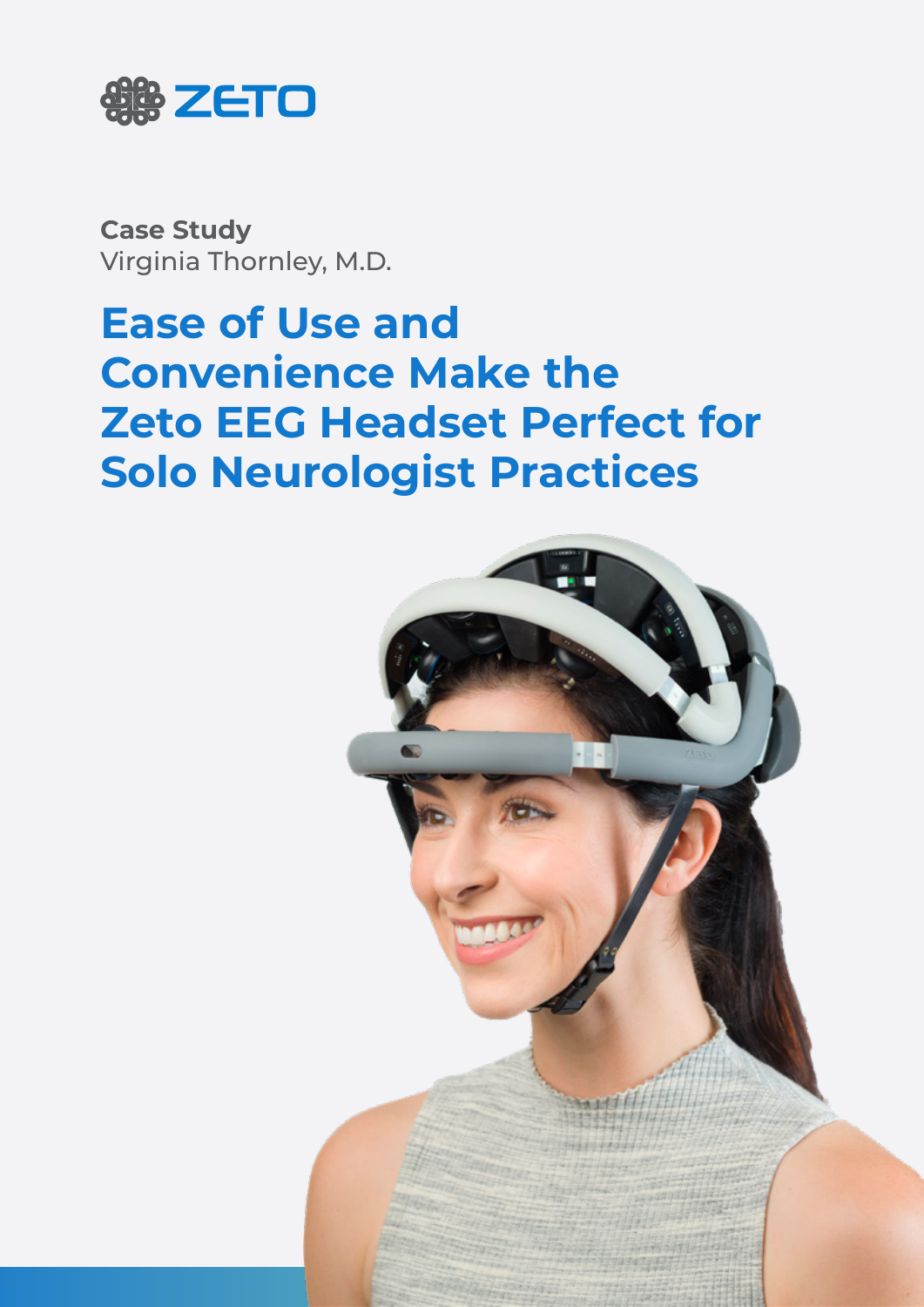ZETO

**Case Study**
Virginia Thornley, M.D.

# Ease of Use and Convenience Make the Zeto EEG Headset Perfect for Solo Neurologist Practices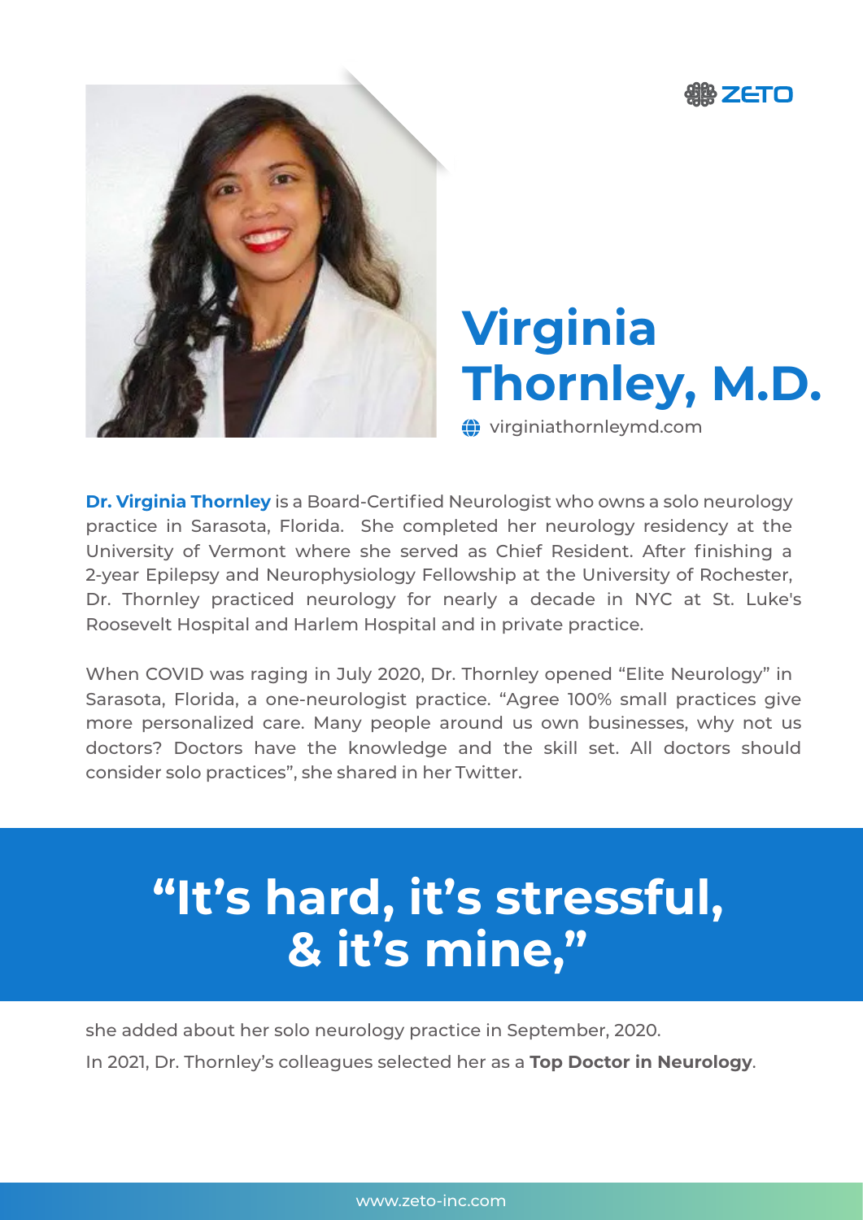# Virginia Thornley, M.D.

virginiathornleymd.com

**Dr. Virginia Thornley** is a Board-Certified Neurologist who owns a solo neurology practice in Sarasota, Florida. She completed her neurology residency at the University of Vermont where she served as Chief Resident. After finishing a 2-year Epilepsy and Neurophysiology Fellowship at the University of Rochester, Dr. Thornley practiced neurology for nearly a decade in NYC at St. Luke's Roosevelt Hospital and Harlem Hospital and in private practice.

When COVID was raging in July 2020, Dr. Thornley opened "Elite Neurology" in Sarasota, Florida, a one-neurologist practice. "Agree 100% small practices give more personalized care. Many people around us own businesses, why not us doctors? Doctors have the knowledge and the skill set. All doctors should consider solo practices", she shared in her Twitter.

## "It's hard, it's stressful, & it's mine,"

she added about her solo neurology practice in September, 2020.

In 2021, Dr. Thornley's colleagues selected her as a **Top Doctor in Neurology**.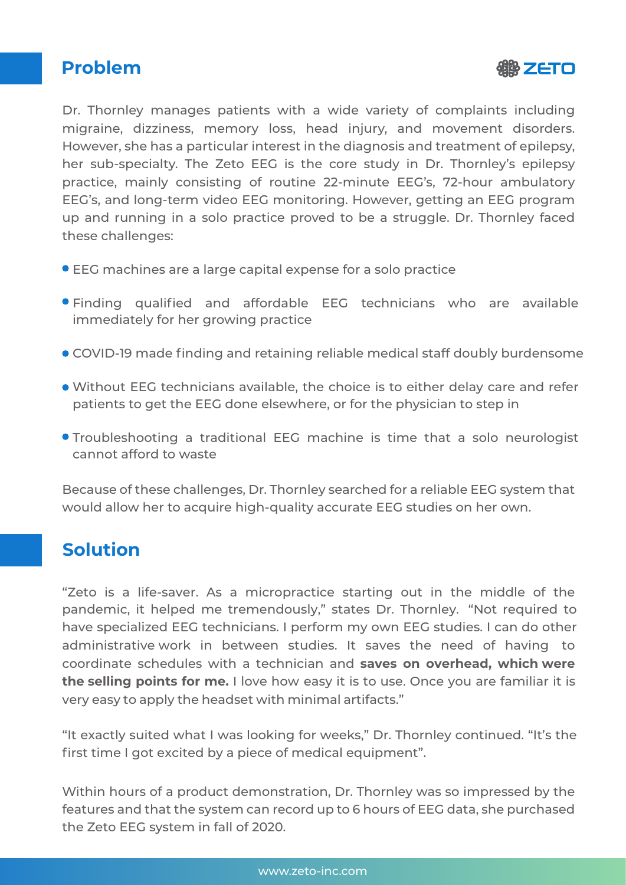## Problem

Dr. Thornley manages patients with a wide variety of complaints including migraine, dizziness, memory loss, head injury, and movement disorders. However, she has a particular interest in the diagnosis and treatment of epilepsy, her sub-specialty. The Zeto EEG is the core study in Dr. Thornley's epilepsy practice, mainly consisting of routine 22-minute EEG's, 72-hour ambulatory EEG's, and long-term video EEG monitoring. However, getting an EEG program up and running in a solo practice proved to be a struggle. Dr. Thornley faced these challenges:

- EEG machines are a large capital expense for a solo practice
- Finding qualified and affordable EEG technicians who are available immediately for her growing practice
- COVID-19 made finding and retaining reliable medical staff doubly burdensome
- Without EEG technicians available, the choice is to either delay care and refer patients to get the EEG done elsewhere, or for the physician to step in
- Troubleshooting a traditional EEG machine is time that a solo neurologist cannot afford to waste

Because of these challenges, Dr. Thornley searched for a reliable EEG system that would allow her to acquire high-quality accurate EEG studies on her own.

## Solution

"Zeto is a life-saver. As a micropractice starting out in the middle of the pandemic, it helped me tremendously," states Dr. Thornley. "Not required to have specialized EEG technicians. I perform my own EEG studies. I can do other administrative work in between studies. It saves the need of having to coordinate schedules with a technician and **saves on overhead, which were the selling points for me.** I love how easy it is to use. Once you are familiar it is very easy to apply the headset with minimal artifacts."

"It exactly suited what I was looking for weeks," Dr. Thornley continued. "It's the first time I got excited by a piece of medical equipment".

Within hours of a product demonstration, Dr. Thornley was so impressed by the features and that the system can record up to 6 hours of EEG data, she purchased the Zeto EEG system in fall of 2020.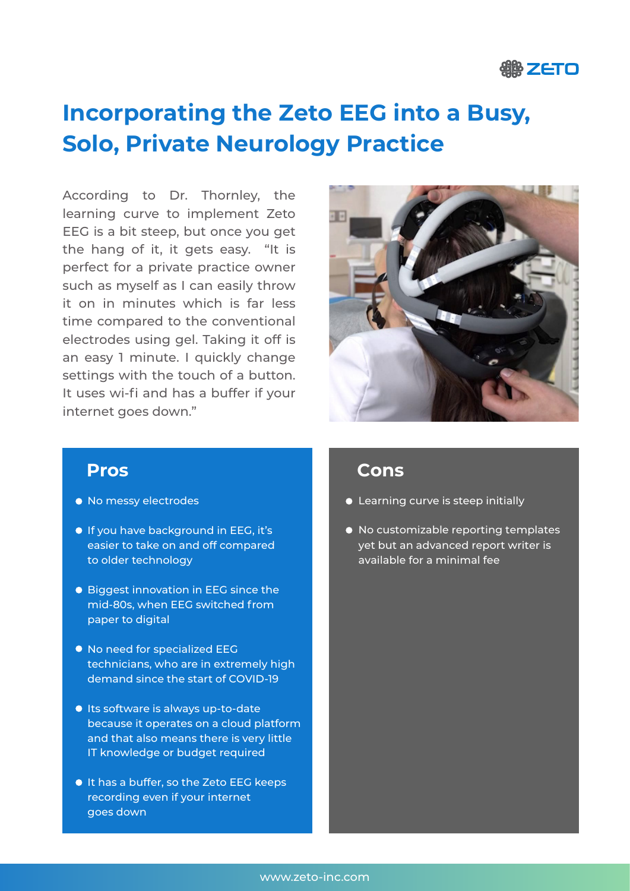# Incorporating the Zeto EEG into a Busy, Solo, Private Neurology Practice

According to Dr. Thornley, the learning curve to implement Zeto EEG is a bit steep, but once you get the hang of it, it gets easy. "It is perfect for a private practice owner such as myself as I can easily throw it on in minutes which is far less time compared to the conventional electrodes using gel. Taking it off is an easy 1 minute. I quickly change settings with the touch of a button. It uses wi-fi and has a buffer if your internet goes down."

## Pros

- No messy electrodes
- If you have background in EEG, it's easier to take on and off compared to older technology
- Biggest innovation in EEG since the mid-80s, when EEG switched from paper to digital
- No need for specialized EEG technicians, who are in extremely high demand since the start of COVID-19
- Its software is always up-to-date because it operates on a cloud platform and that also means there is very little IT knowledge or budget required
- It has a buffer, so the Zeto EEG keeps recording even if your internet goes down

## Cons

- Learning curve is steep initially
- No customizable reporting templates yet but an advanced report writer is available for a minimal fee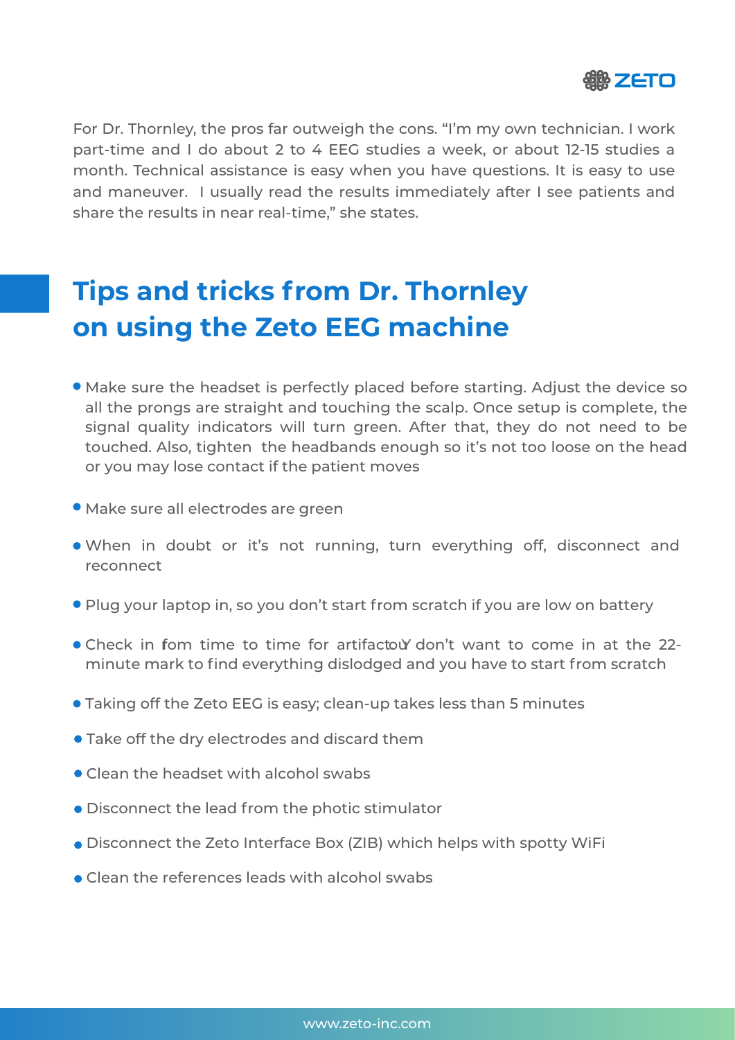For Dr. Thornley, the pros far outweigh the cons. "I'm my own technician. I work part-time and I do about 2 to 4 EEG studies a week, or about 12-15 studies a month. Technical assistance is easy when you have questions. It is easy to use and maneuver. I usually read the results immediately after I see patients and share the results in near real-time," she states.

## Tips and tricks from Dr. Thornley on using the Zeto EEG machine

- Make sure the headset is perfectly placed before starting. Adjust the device so all the prongs are straight and touching the scalp. Once setup is complete, the signal quality indicators will turn green. After that, they do not need to be touched. Also, tighten the headbands enough so it's not too loose on the head or you may lose contact if the patient moves
- Make sure all electrodes are green
- When in doubt or it's not running, turn everything off, disconnect and reconnect
- Plug your laptop in, so you don't start from scratch if you are low on battery
- Check in from time to time for artifacts. You don't want to come in at the 22-minute mark to find everything dislodged and you have to start from scratch
- Taking off the Zeto EEG is easy; clean-up takes less than 5 minutes
- Take off the dry electrodes and discard them
- Clean the headset with alcohol swabs
- Disconnect the lead from the photic stimulator
- Disconnect the Zeto Interface Box (ZIB) which helps with spotty WiFi
- Clean the references leads with alcohol swabs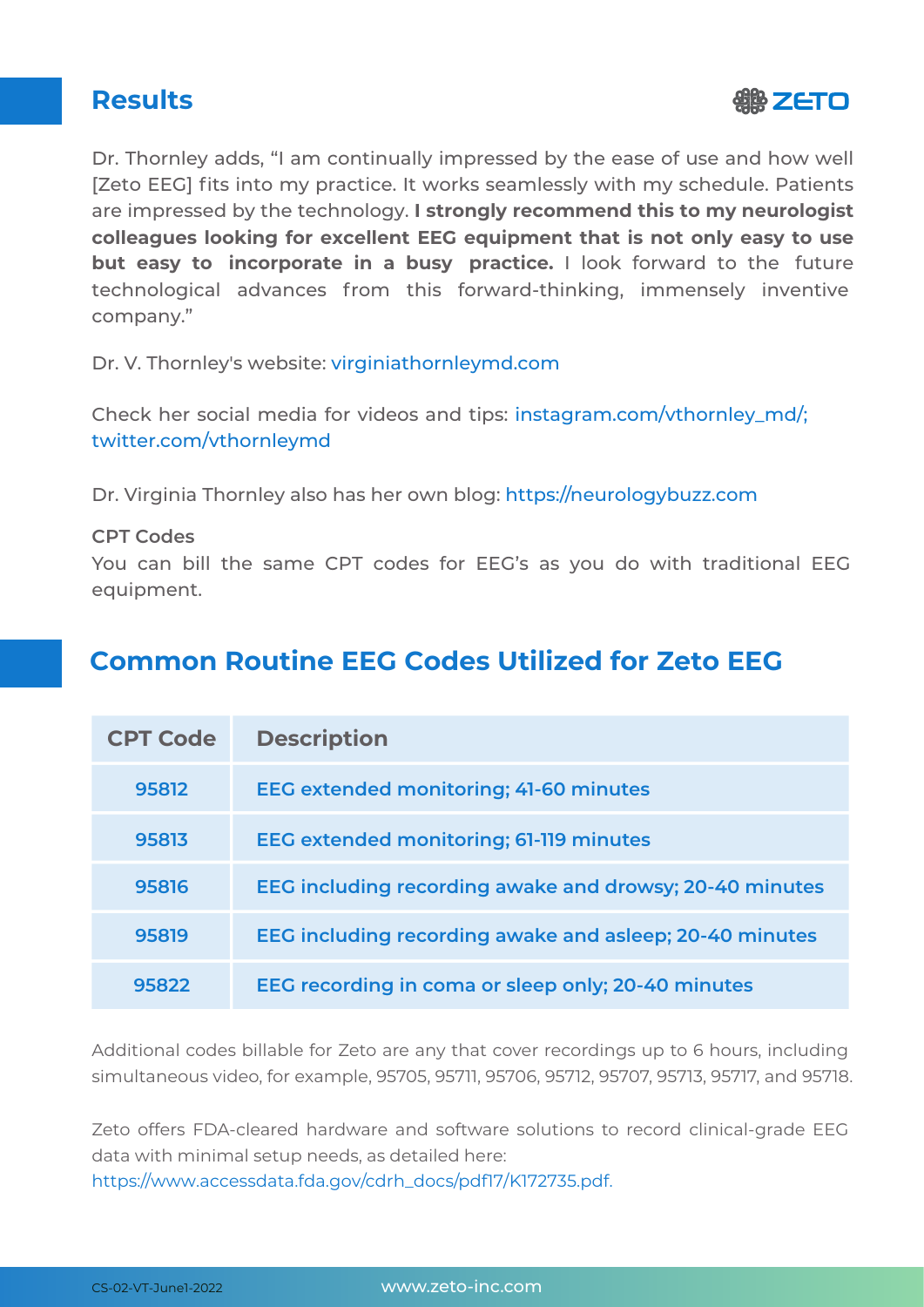## Results

Dr. Thornley adds, "I am continually impressed by the ease of use and how well [Zeto EEG] fits into my practice. It works seamlessly with my schedule. Patients are impressed by the technology. **I strongly recommend this to my neurologist colleagues looking for excellent EEG equipment that is not only easy to use but easy to incorporate in a busy practice.** I look forward to the future technological advances from this forward-thinking, immensely inventive company."

Dr. V. Thornley's website: virginiathornleymd.com

Check her social media for videos and tips: instagram.com/vthornley_md/; twitter.com/vthornleymd

Dr. Virginia Thornley also has her own blog: https://neurologybuzz.com

**CPT Codes**

You can bill the same CPT codes for EEG's as you do with traditional EEG equipment.

## Common Routine EEG Codes Utilized for Zeto EEG

| CPT Code | Description |
| --- | --- |
| 95812 | EEG extended monitoring; 41-60 minutes |
| 95813 | EEG extended monitoring; 61-119 minutes |
| 95816 | EEG including recording awake and drowsy; 20-40 minutes |
| 95819 | EEG including recording awake and asleep; 20-40 minutes |
| 95822 | EEG recording in coma or sleep only; 20-40 minutes |

Additional codes billable for Zeto are any that cover recordings up to 6 hours, including simultaneous video, for example, 95705, 95711, 95706, 95712, 95707, 95713, 95717, and 95718.

Zeto offers FDA-cleared hardware and software solutions to record clinical-grade EEG data with minimal setup needs, as detailed here: https://www.accessdata.fda.gov/cdrh_docs/pdf17/K172735.pdf.